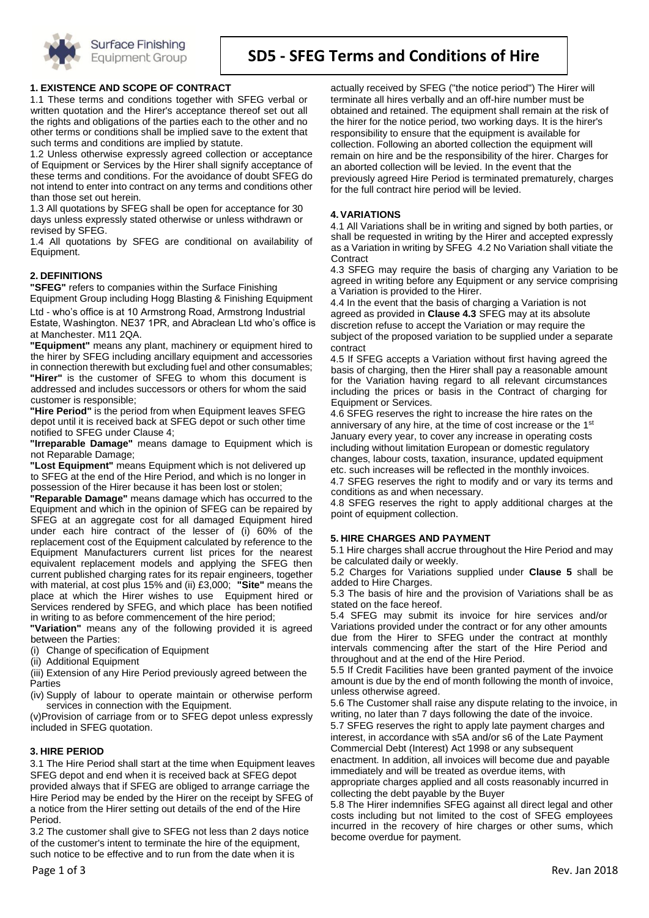# SD5 - SFEG Terms and Conditions of Hire

## 1. EXISTENCE AND SCOPE OF CONTRACT

1.1 These terms and conditions together with SFEG verbal or written quotation and the Hirer's acceptance thereof set out all the rights and obligations of the parties each to the other and no other terms or conditions shall be implied save to the extent that such terms and conditions are implied by statute.

1.2 Unless otherwise expressly agreed collection or acceptance of Equipment or Services by the Hirer shall signify acceptance of these terms and conditions. For the avoidance of doubt SFEG do not intend to enter into contract on any terms and conditions other than those set out herein.

1.3 All quotations by SFEG shall be open for acceptance for 30 days unless expressly stated otherwise or unless withdrawn or revised by SFEG.

1.4 All quotations by SFEG are conditional on availability of Equipment.

## 2. DEFINITIONS

**"SFEG"** refers to companies within the Surface Finishing Equipment Group including Hogg Blasting & Finishing Equipment Ltd - who's office is at 10 Armstrong Road, Armstrong Industrial Estate, Washington. NE37 1PR, and Abraclean Ltd who's office is at Manchester. M11 2QA.

**"Equipment"** means any plant, machinery or equipment hired to the hirer by SFEG including ancillary equipment and accessories in connection therewith but excluding fuel and other consumables;

**"Hirer"** is the customer of SFEG to whom this document is addressed and includes successors or others for whom the said customer is responsible;

**"Hire Period"** is the period from when Equipment leaves SFEG depot until it is received back at SFEG depot or such other time notified to SFEG under Clause 4;

**"Irreparable Damage"** means damage to Equipment which is not Reparable Damage;

**"Lost Equipment"** means Equipment which is not delivered up to SFEG at the end of the Hire Period, and which is no longer in possession of the Hirer because it has been lost or stolen;

**"Reparable Damage"** means damage which has occurred to the Equipment and which in the opinion of SFEG can be repaired by SFEG at an aggregate cost for all damaged Equipment hired under each hire contract of the lesser of (i) 60% of the replacement cost of the Equipment calculated by reference to the Equipment Manufacturers current list prices for the nearest equivalent replacement models and applying the SFEG then current published charging rates for its repair engineers, together with material, at cost plus 15% and (ii) £3,000; **"Site"** means the place at which the Hirer wishes to use Equipment hired or Services rendered by SFEG, and which place has been notified in writing to as before commencement of the hire period;

**"Variation"** means any of the following provided it is agreed between the Parties:

(i) Change of specification of Equipment
(ii) Additional Equipment
(iii) Extension of any Hire Period previously agreed between the Parties
(iv) Supply of labour to operate maintain or otherwise perform services in connection with the Equipment.
(v) Provision of carriage from or to SFEG depot unless expressly included in SFEG quotation.

## 3. HIRE PERIOD

3.1 The Hire Period shall start at the time when Equipment leaves SFEG depot and end when it is received back at SFEG depot provided always that if SFEG are obliged to arrange carriage the Hire Period may be ended by the Hirer on the receipt by SFEG of a notice from the Hirer setting out details of the end of the Hire Period.

3.2 The customer shall give to SFEG not less than 2 days notice of the customer's intent to terminate the hire of the equipment, such notice to be effective and to run from the date when it is actually received by SFEG ("the notice period") The Hirer will terminate all hires verbally and an off-hire number must be obtained and retained. The equipment shall remain at the risk of the hirer for the notice period, two working days. It is the hirer's responsibility to ensure that the equipment is available for collection. Following an aborted collection the equipment will remain on hire and be the responsibility of the hirer. Charges for an aborted collection will be levied. In the event that the previously agreed Hire Period is terminated prematurely, charges for the full contract hire period will be levied.

## 4. VARIATIONS

4.1 All Variations shall be in writing and signed by both parties, or shall be requested in writing by the Hirer and accepted expressly as a Variation in writing by SFEG 4.2 No Variation shall vitiate the Contract

4.3 SFEG may require the basis of charging any Variation to be agreed in writing before any Equipment or any service comprising a Variation is provided to the Hirer.

4.4 In the event that the basis of charging a Variation is not agreed as provided in **Clause 4.3** SFEG may at its absolute discretion refuse to accept the Variation or may require the subject of the proposed variation to be supplied under a separate contract

4.5 If SFEG accepts a Variation without first having agreed the basis of charging, then the Hirer shall pay a reasonable amount for the Variation having regard to all relevant circumstances including the prices or basis in the Contract of charging for Equipment or Services.

4.6 SFEG reserves the right to increase the hire rates on the anniversary of any hire, at the time of cost increase or the 1st January every year, to cover any increase in operating costs including without limitation European or domestic regulatory changes, labour costs, taxation, insurance, updated equipment etc. such increases will be reflected in the monthly invoices.

4.7 SFEG reserves the right to modify and or vary its terms and conditions as and when necessary.

4.8 SFEG reserves the right to apply additional charges at the point of equipment collection.

## 5. HIRE CHARGES AND PAYMENT

5.1 Hire charges shall accrue throughout the Hire Period and may be calculated daily or weekly.

5.2 Charges for Variations supplied under **Clause 5** shall be added to Hire Charges.

5.3 The basis of hire and the provision of Variations shall be as stated on the face hereof.

5.4 SFEG may submit its invoice for hire services and/or Variations provided under the contract or for any other amounts due from the Hirer to SFEG under the contract at monthly intervals commencing after the start of the Hire Period and throughout and at the end of the Hire Period.

5.5 If Credit Facilities have been granted payment of the invoice amount is due by the end of month following the month of invoice, unless otherwise agreed.

5.6 The Customer shall raise any dispute relating to the invoice, in writing, no later than 7 days following the date of the invoice.

5.7 SFEG reserves the right to apply late payment charges and interest, in accordance with s5A and/or s6 of the Late Payment Commercial Debt (Interest) Act 1998 or any subsequent enactment. In addition, all invoices will become due and payable immediately and will be treated as overdue items, with appropriate charges applied and all costs reasonably incurred in collecting the debt payable by the Buyer

5.8 The Hirer indemnifies SFEG against all direct legal and other costs including but not limited to the cost of SFEG employees incurred in the recovery of hire charges or other sums, which become overdue for payment.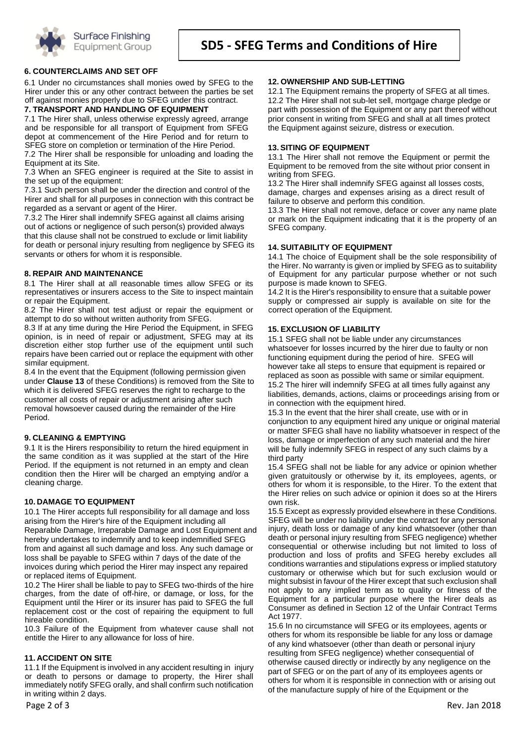## 6. COUNTERCLAIMS AND SET OFF

6.1 Under no circumstances shall monies owed by SFEG to the Hirer under this or any other contract between the parties be set off against monies properly due to SFEG under this contract.

## 7. TRANSPORT AND HANDLING OF EQUIPMENT

7.1 The Hirer shall, unless otherwise expressly agreed, arrange and be responsible for all transport of Equipment from SFEG depot at commencement of the Hire Period and for return to SFEG store on completion or termination of the Hire Period.

7.2 The Hirer shall be responsible for unloading and loading the Equipment at its Site.

7.3 When an SFEG engineer is required at the Site to assist in the set up of the equipment:

7.3.1 Such person shall be under the direction and control of the Hirer and shall for all purposes in connection with this contract be regarded as a servant or agent of the Hirer.

7.3.2 The Hirer shall indemnify SFEG against all claims arising out of actions or negligence of such person(s) provided always that this clause shall not be construed to exclude or limit liability for death or personal injury resulting from negligence by SFEG its servants or others for whom it is responsible.

## 8. REPAIR AND MAINTENANCE

8.1 The Hirer shall at all reasonable times allow SFEG or its representatives or insurers access to the Site to inspect maintain or repair the Equipment.

8.2 The Hirer shall not test adjust or repair the equipment or attempt to do so without written authority from SFEG.

8.3 If at any time during the Hire Period the Equipment, in SFEG opinion, is in need of repair or adjustment, SFEG may at its discretion either stop further use of the equipment until such repairs have been carried out or replace the equipment with other similar equipment.

8.4 In the event that the Equipment (following permission given under **Clause 13** of these Conditions) is removed from the Site to which it is delivered SFEG reserves the right to recharge to the customer all costs of repair or adjustment arising after such removal howsoever caused during the remainder of the Hire Period.

## 9. CLEANING & EMPTYING

9.1 It is the Hirers responsibility to return the hired equipment in the same condition as it was supplied at the start of the Hire Period. If the equipment is not returned in an empty and clean condition then the Hirer will be charged an emptying and/or a cleaning charge.

## 10. DAMAGE TO EQUIPMENT

10.1 The Hirer accepts full responsibility for all damage and loss arising from the Hirer's hire of the Equipment including all Reparable Damage, Irreparable Damage and Lost Equipment and hereby undertakes to indemnify and to keep indemnified SFEG from and against all such damage and loss. Any such damage or loss shall be payable to SFEG within 7 days of the date of the invoices during which period the Hirer may inspect any repaired or replaced items of Equipment.

10.2 The Hirer shall be liable to pay to SFEG two-thirds of the hire charges, from the date of off-hire, or damage, or loss, for the Equipment until the Hirer or its insurer has paid to SFEG the full replacement cost or the cost of repairing the equipment to full hireable condition.

10.3 Failure of the Equipment from whatever cause shall not entitle the Hirer to any allowance for loss of hire.

## 11. ACCIDENT ON SITE

11.1 If the Equipment is involved in any accident resulting in injury or death to persons or damage to property, the Hirer shall immediately notify SFEG orally, and shall confirm such notification in writing within 2 days.

## 12. OWNERSHIP AND SUB-LETTING

12.1 The Equipment remains the property of SFEG at all times.

12.2 The Hirer shall not sub-let sell, mortgage charge pledge or part with possession of the Equipment or any part thereof without prior consent in writing from SFEG and shall at all times protect the Equipment against seizure, distress or execution.

## 13. SITING OF EQUIPMENT

13.1 The Hirer shall not remove the Equipment or permit the Equipment to be removed from the site without prior consent in writing from SFEG.

13.2 The Hirer shall indemnify SFEG against all losses costs, damage, charges and expenses arising as a direct result of failure to observe and perform this condition.

13.3 The Hirer shall not remove, deface or cover any name plate or mark on the Equipment indicating that it is the property of an SFEG company.

## 14. SUITABILITY OF EQUIPMENT

14.1 The choice of Equipment shall be the sole responsibility of the Hirer. No warranty is given or implied by SFEG as to suitability of Equipment for any particular purpose whether or not such purpose is made known to SFEG.

14.2 It is the Hirer's responsibility to ensure that a suitable power supply or compressed air supply is available on site for the correct operation of the Equipment.

## 15. EXCLUSION OF LIABILITY

15.1 SFEG shall not be liable under any circumstances whatsoever for losses incurred by the hirer due to faulty or non functioning equipment during the period of hire. SFEG will however take all steps to ensure that equipment is repaired or replaced as soon as possible with same or similar equipment.

15.2 The hirer will indemnify SFEG at all times fully against any liabilities, demands, actions, claims or proceedings arising from or in connection with the equipment hired.

15.3 In the event that the hirer shall create, use with or in conjunction to any equipment hired any unique or original material or matter SFEG shall have no liability whatsoever in respect of the loss, damage or imperfection of any such material and the hirer will be fully indemnify SFEG in respect of any such claims by a third party

15.4 SFEG shall not be liable for any advice or opinion whether given gratuitously or otherwise by it, its employees, agents, or others for whom it is responsible, to the Hirer. To the extent that the Hirer relies on such advice or opinion it does so at the Hirers own risk.

15.5 Except as expressly provided elsewhere in these Conditions. SFEG will be under no liability under the contract for any personal injury, death loss or damage of any kind whatsoever (other than death or personal injury resulting from SFEG negligence) whether consequential or otherwise including but not limited to loss of production and loss of profits and SFEG hereby excludes all conditions warranties and stipulations express or implied statutory customary or otherwise which but for such exclusion would or might subsist in favour of the Hirer except that such exclusion shall not apply to any implied term as to quality or fitness of the Equipment for a particular purpose where the Hirer deals as Consumer as defined in Section 12 of the Unfair Contract Terms Act 1977.

15.6 In no circumstance will SFEG or its employees, agents or others for whom its responsible be liable for any loss or damage of any kind whatsoever (other than death or personal injury resulting from SFEG negligence) whether consequential of otherwise caused directly or indirectly by any negligence on the part of SFEG or on the part of any of its employees agents or others for whom it is responsible in connection with or arising out of the manufacture supply of hire of the Equipment or the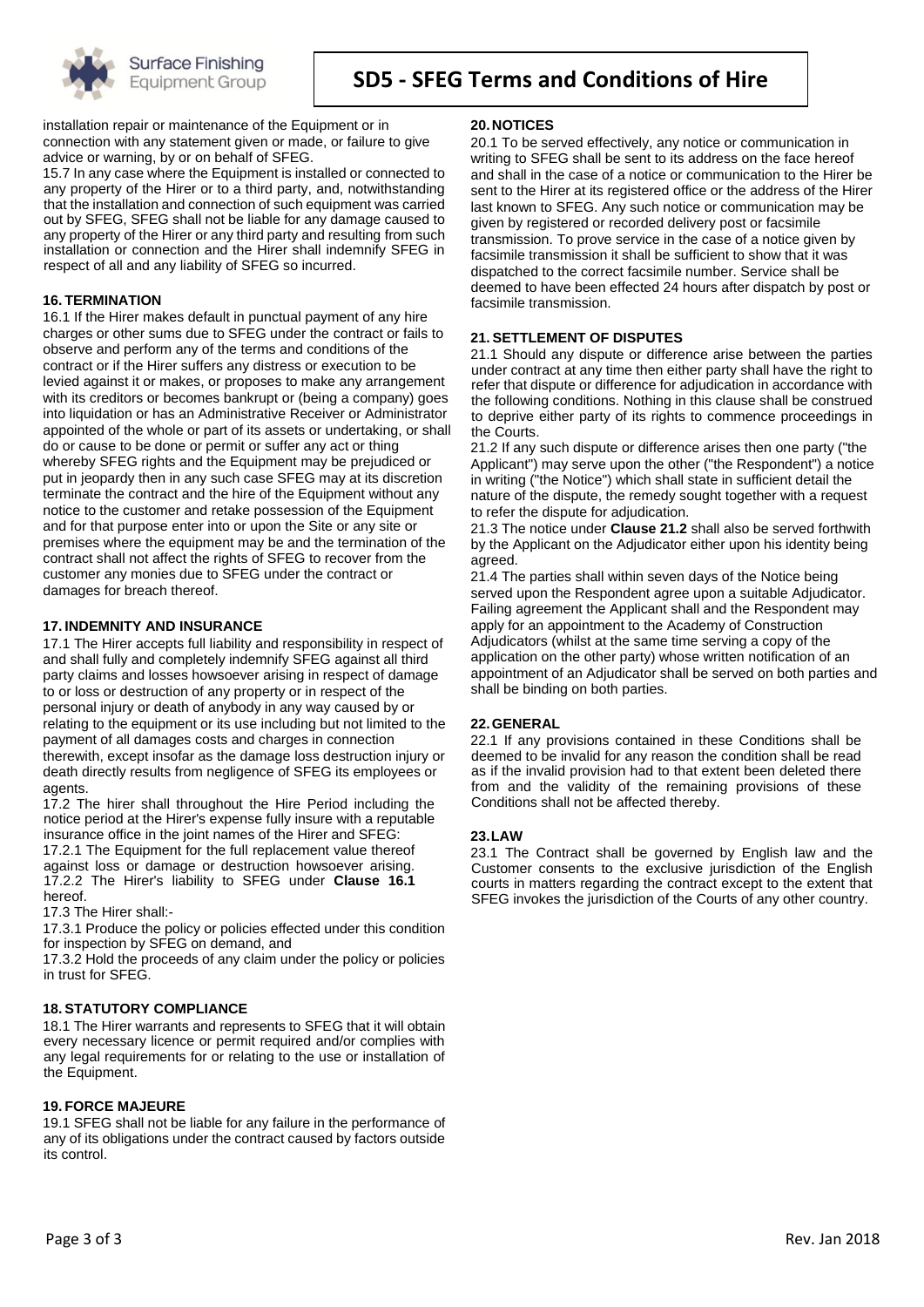installation repair or maintenance of the Equipment or in connection with any statement given or made, or failure to give advice or warning, by or on behalf of SFEG.

15.7 In any case where the Equipment is installed or connected to any property of the Hirer or to a third party, and, notwithstanding that the installation and connection of such equipment was carried out by SFEG, SFEG shall not be liable for any damage caused to any property of the Hirer or any third party and resulting from such installation or connection and the Hirer shall indemnify SFEG in respect of all and any liability of SFEG so incurred.

#### 16. TERMINATION

16.1 If the Hirer makes default in punctual payment of any hire charges or other sums due to SFEG under the contract or fails to observe and perform any of the terms and conditions of the contract or if the Hirer suffers any distress or execution to be levied against it or makes, or proposes to make any arrangement with its creditors or becomes bankrupt or (being a company) goes into liquidation or has an Administrative Receiver or Administrator appointed of the whole or part of its assets or undertaking, or shall do or cause to be done or permit or suffer any act or thing whereby SFEG rights and the Equipment may be prejudiced or put in jeopardy then in any such case SFEG may at its discretion terminate the contract and the hire of the Equipment without any notice to the customer and retake possession of the Equipment and for that purpose enter into or upon the Site or any site or premises where the equipment may be and the termination of the contract shall not affect the rights of SFEG to recover from the customer any monies due to SFEG under the contract or damages for breach thereof.

#### 17. INDEMNITY AND INSURANCE

17.1 The Hirer accepts full liability and responsibility in respect of and shall fully and completely indemnify SFEG against all third party claims and losses howsoever arising in respect of damage to or loss or destruction of any property or in respect of the personal injury or death of anybody in any way caused by or relating to the equipment or its use including but not limited to the payment of all damages costs and charges in connection therewith, except insofar as the damage loss destruction injury or death directly results from negligence of SFEG its employees or agents.

17.2 The hirer shall throughout the Hire Period including the notice period at the Hirer's expense fully insure with a reputable insurance office in the joint names of the Hirer and SFEG:

17.2.1 The Equipment for the full replacement value thereof against loss or damage or destruction howsoever arising.

17.2.2 The Hirer's liability to SFEG under **Clause 16.1** hereof.

17.3 The Hirer shall:-

17.3.1 Produce the policy or policies effected under this condition for inspection by SFEG on demand, and

17.3.2 Hold the proceeds of any claim under the policy or policies in trust for SFEG.

#### 18. STATUTORY COMPLIANCE

18.1 The Hirer warrants and represents to SFEG that it will obtain every necessary licence or permit required and/or complies with any legal requirements for or relating to the use or installation of the Equipment.

#### 19. FORCE MAJEURE

19.1 SFEG shall not be liable for any failure in the performance of any of its obligations under the contract caused by factors outside its control.

#### 20. NOTICES

20.1 To be served effectively, any notice or communication in writing to SFEG shall be sent to its address on the face hereof and shall in the case of a notice or communication to the Hirer be sent to the Hirer at its registered office or the address of the Hirer last known to SFEG. Any such notice or communication may be given by registered or recorded delivery post or facsimile transmission. To prove service in the case of a notice given by facsimile transmission it shall be sufficient to show that it was dispatched to the correct facsimile number. Service shall be deemed to have been effected 24 hours after dispatch by post or facsimile transmission.

#### 21. SETTLEMENT OF DISPUTES

21.1 Should any dispute or difference arise between the parties under contract at any time then either party shall have the right to refer that dispute or difference for adjudication in accordance with the following conditions. Nothing in this clause shall be construed to deprive either party of its rights to commence proceedings in the Courts.

21.2 If any such dispute or difference arises then one party ("the Applicant") may serve upon the other ("the Respondent") a notice in writing ("the Notice") which shall state in sufficient detail the nature of the dispute, the remedy sought together with a request to refer the dispute for adjudication.

21.3 The notice under **Clause 21.2** shall also be served forthwith by the Applicant on the Adjudicator either upon his identity being agreed.

21.4 The parties shall within seven days of the Notice being served upon the Respondent agree upon a suitable Adjudicator. Failing agreement the Applicant shall and the Respondent may apply for an appointment to the Academy of Construction Adjudicators (whilst at the same time serving a copy of the application on the other party) whose written notification of an appointment of an Adjudicator shall be served on both parties and shall be binding on both parties.

#### 22. GENERAL

22.1 If any provisions contained in these Conditions shall be deemed to be invalid for any reason the condition shall be read as if the invalid provision had to that extent been deleted there from and the validity of the remaining provisions of these Conditions shall not be affected thereby.

#### 23. LAW

23.1 The Contract shall be governed by English law and the Customer consents to the exclusive jurisdiction of the English courts in matters regarding the contract except to the extent that SFEG invokes the jurisdiction of the Courts of any other country.